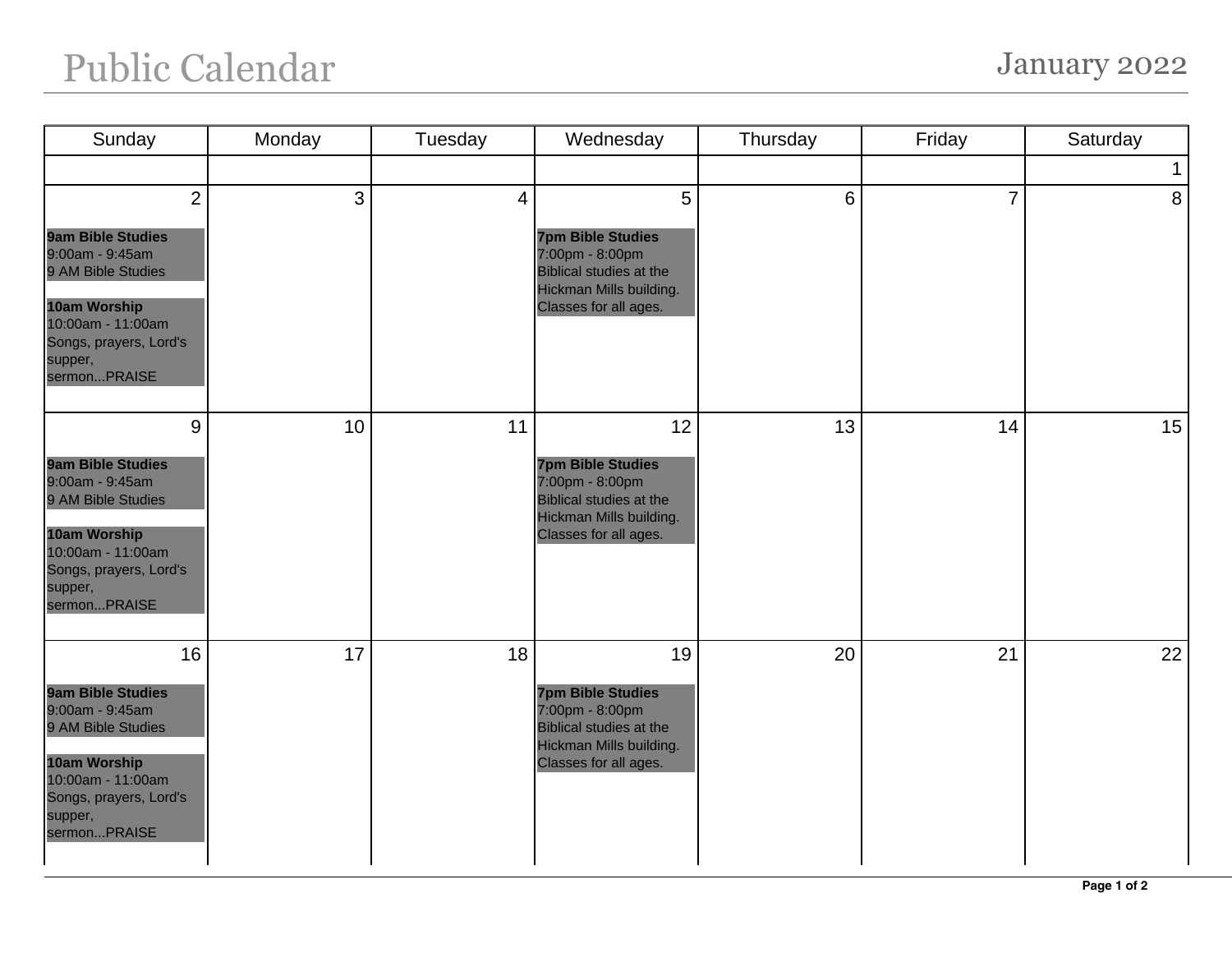# Public Calendar

## January 2022

| Sunday | Monday | Tuesday | Wednesday | Thursday | Friday | Saturday |
|---|---|---|---|---|---|---|
| | | | | | | 1 |
| 2<br><br>**9am Bible Studies**<br>9:00am - 9:45am<br>9 AM Bible Studies<br><br>**10am Worship**<br>10:00am - 11:00am<br>Songs, prayers, Lord's supper, sermon...PRAISE | 3 | 4 | 5<br><br>**7pm Bible Studies**<br>7:00pm - 8:00pm<br>Biblical studies at the Hickman Mills building. Classes for all ages. | 6 | 7 | 8 |
| 9<br><br>**9am Bible Studies**<br>9:00am - 9:45am<br>9 AM Bible Studies<br><br>**10am Worship**<br>10:00am - 11:00am<br>Songs, prayers, Lord's supper, sermon...PRAISE | 10 | 11 | 12<br><br>**7pm Bible Studies**<br>7:00pm - 8:00pm<br>Biblical studies at the Hickman Mills building. Classes for all ages. | 13 | 14 | 15 |
| 16<br><br>**9am Bible Studies**<br>9:00am - 9:45am<br>9 AM Bible Studies<br><br>**10am Worship**<br>10:00am - 11:00am<br>Songs, prayers, Lord's supper, sermon...PRAISE | 17 | 18 | 19<br><br>**7pm Bible Studies**<br>7:00pm - 8:00pm<br>Biblical studies at the Hickman Mills building. Classes for all ages. | 20 | 21 | 22 |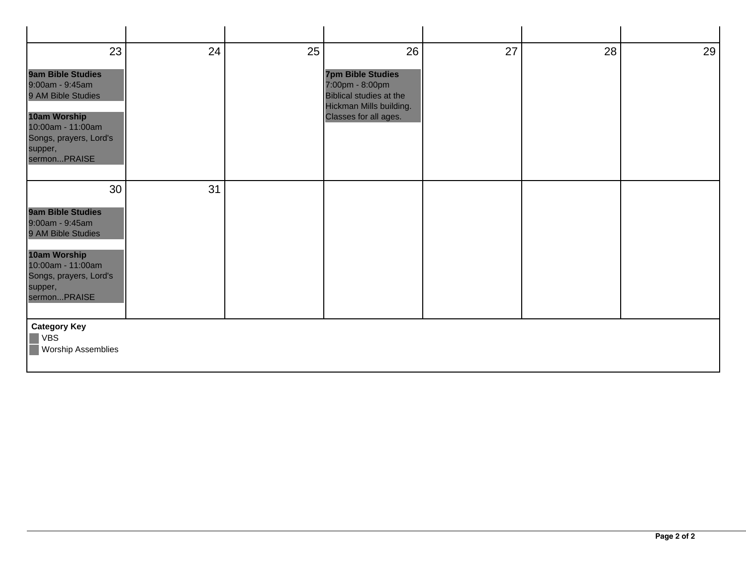| | | | | | | |
|---|---|---|---|---|---|---|
| 23<br><br>**9am Bible Studies**<br>9:00am - 9:45am<br>9 AM Bible Studies<br><br>**10am Worship**<br>10:00am - 11:00am<br>Songs, prayers, Lord's supper, sermon...PRAISE | 24 | 25 | 26<br><br>**7pm Bible Studies**<br>7:00pm - 8:00pm<br>Biblical studies at the Hickman Mills building. Classes for all ages. | 27 | 28 | 29 |
| 30<br><br>**9am Bible Studies**<br>9:00am - 9:45am<br>9 AM Bible Studies<br><br>**10am Worship**<br>10:00am - 11:00am<br>Songs, prayers, Lord's supper, sermon...PRAISE | 31 | | | | | |

**Category Key**

- VBS
- Worship Assemblies